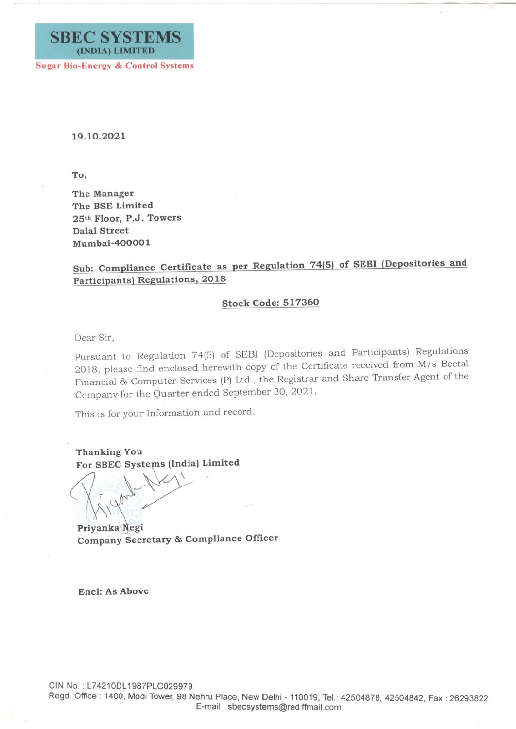# SBEC SYSTEMS
**(INDIA) LIMITED**

**Sugar Bio-Energy & Control Systems**

**19.10.2021**

**To,**

**The Manager**
**The BSE Limited**
**25th Floor, P.J. Towers**
**Dalal Street**
**Mumbai-400001**

**Sub: Compliance Certificate as per Regulation 74(5) of SEBI (Depositories and Participants) Regulations, 2018**

**Stock Code: 517360**

Dear Sir,

Pursuant to Regulation 74(5) of SEBI (Depositories and Participants) Regulations 2018, please find enclosed herewith copy of the Certificate received from M/s Beetal Financial & Computer Services (P) Ltd., the Registrar and Share Transfer Agent of the Company for the Quarter ended September 30, 2021.

This is for your Information and record.

**Thanking You**
**For SBEC Systems (India) Limited**

**Priyanka Negi**
**Company Secretary & Compliance Officer**

**Encl: As Above**

CIN No. : L74210DL1987PLC029979
Regd. Office : 1400, Modi Tower, 98 Nehru Place, New Delhi - 110019, Tel.: 42504878, 42504842, Fax : 26293822
E-mail : sbecsystems@rediffmail.com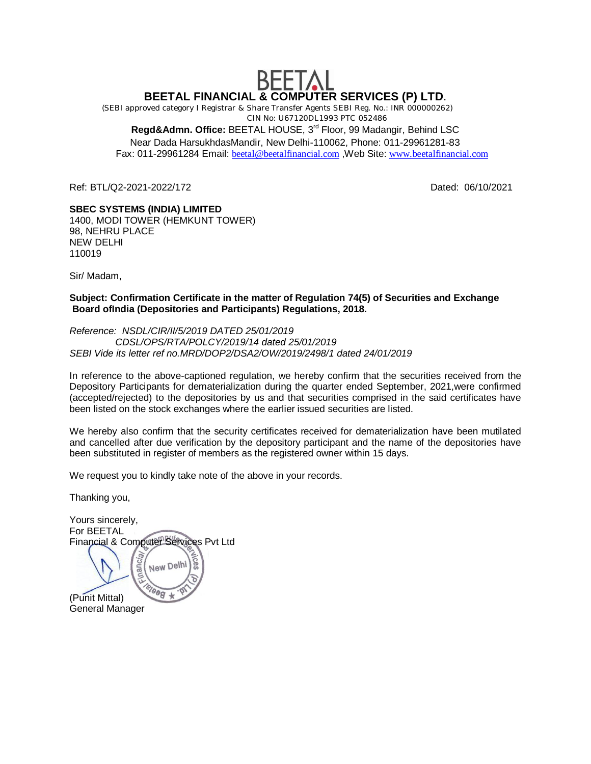# BEETAL

**BEETAL FINANCIAL & COMPUTER SERVICES (P) LTD.**

(SEBI approved category I Registrar & Share Transfer Agents SEBI Reg. No.: INR 000000262)

CIN No: U67120DL1993 PTC 052486

**Regd&Admn. Office:** BEETAL HOUSE, 3rd Floor, 99 Madangir, Behind LSC

Near Dada HarsukhdasMandir, New Delhi-110062, Phone: 011-29961281-83

Fax: 011-29961284 Email: beetal@beetalfinancial.com ,Web Site: www.beetalfinancial.com

Ref: BTL/Q2-2021-2022/172 Dated: 06/10/2021

**SBEC SYSTEMS (INDIA) LIMITED**
1400, MODI TOWER (HEMKUNT TOWER)
98, NEHRU PLACE
NEW DELHI
110019

Sir/ Madam,

**Subject: Confirmation Certificate in the matter of Regulation 74(5) of Securities and Exchange Board ofIndia (Depositories and Participants) Regulations, 2018.**

*Reference: NSDL/CIR/II/5/2019 DATED 25/01/2019*
*CDSL/OPS/RTA/POLCY/2019/14 dated 25/01/2019*
*SEBI Vide its letter ref no.MRD/DOP2/DSA2/OW/2019/2498/1 dated 24/01/2019*

In reference to the above-captioned regulation, we hereby confirm that the securities received from the Depository Participants for dematerialization during the quarter ended September, 2021,were confirmed (accepted/rejected) to the depositories by us and that securities comprised in the said certificates have been listed on the stock exchanges where the earlier issued securities are listed.

We hereby also confirm that the security certificates received for dematerialization have been mutilated and cancelled after due verification by the depository participant and the name of the depositories have been substituted in register of members as the registered owner within 15 days.

We request you to kindly take note of the above in your records.

Thanking you,

Yours sincerely,
For BEETAL
Financial & Computer Services Pvt Ltd

(Punit Mittal)
General Manager